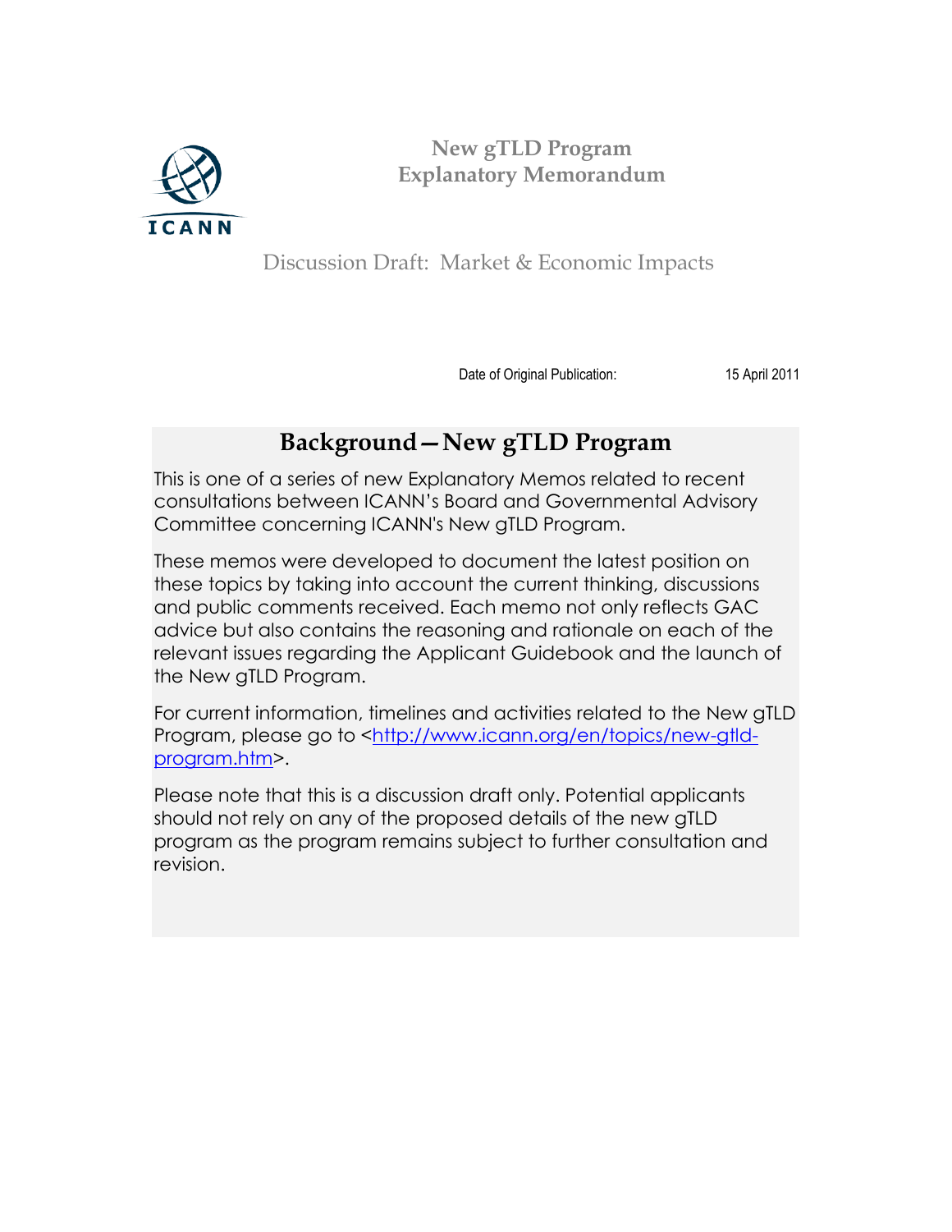ICANN

# New gTLD Program
# Explanatory Memorandum

## Discussion Draft: Market & Economic Impacts

Date of Original Publication: 15 April 2011

## Background—New gTLD Program

This is one of a series of new Explanatory Memos related to recent consultations between ICANN's Board and Governmental Advisory Committee concerning ICANN's New gTLD Program.

These memos were developed to document the latest position on these topics by taking into account the current thinking, discussions and public comments received. Each memo not only reflects GAC advice but also contains the reasoning and rationale on each of the relevant issues regarding the Applicant Guidebook and the launch of the New gTLD Program.

For current information, timelines and activities related to the New gTLD Program, please go to <http://www.icann.org/en/topics/new-gtld-program.htm>.

Please note that this is a discussion draft only. Potential applicants should not rely on any of the proposed details of the new gTLD program as the program remains subject to further consultation and revision.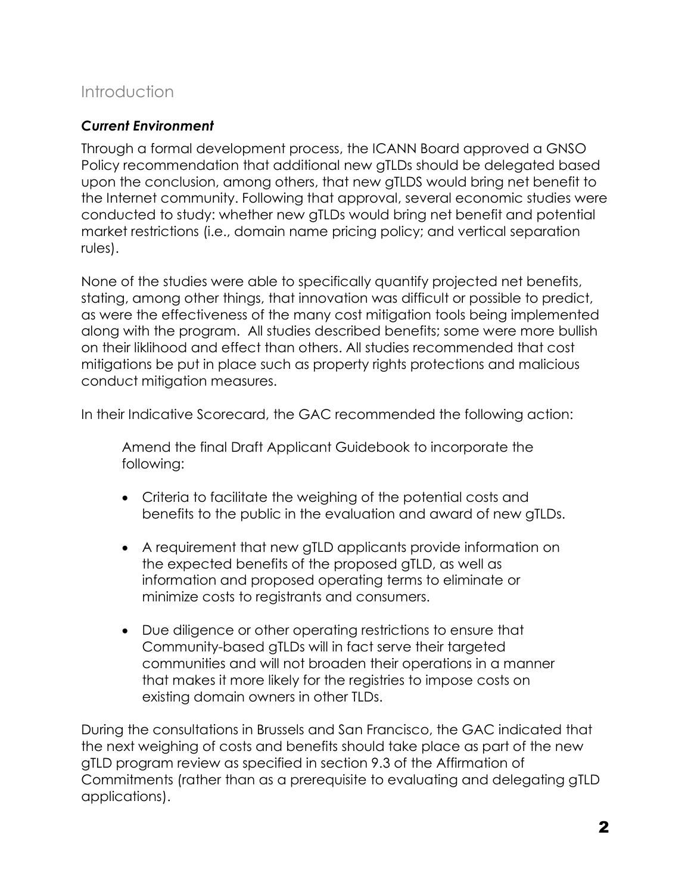## Introduction

### *Current Environment*

Through a formal development process, the ICANN Board approved a GNSO Policy recommendation that additional new gTLDs should be delegated based upon the conclusion, among others, that new gTLDS would bring net benefit to the Internet community. Following that approval, several economic studies were conducted to study: whether new gTLDs would bring net benefit and potential market restrictions (i.e., domain name pricing policy; and vertical separation rules).

None of the studies were able to specifically quantify projected net benefits, stating, among other things, that innovation was difficult or possible to predict, as were the effectiveness of the many cost mitigation tools being implemented along with the program. All studies described benefits; some were more bullish on their liklihood and effect than others. All studies recommended that cost mitigations be put in place such as property rights protections and malicious conduct mitigation measures.

In their Indicative Scorecard, the GAC recommended the following action:

> Amend the final Draft Applicant Guidebook to incorporate the following:
>
> - Criteria to facilitate the weighing of the potential costs and benefits to the public in the evaluation and award of new gTLDs.
> - A requirement that new gTLD applicants provide information on the expected benefits of the proposed gTLD, as well as information and proposed operating terms to eliminate or minimize costs to registrants and consumers.
> - Due diligence or other operating restrictions to ensure that Community-based gTLDs will in fact serve their targeted communities and will not broaden their operations in a manner that makes it more likely for the registries to impose costs on existing domain owners in other TLDs.

During the consultations in Brussels and San Francisco, the GAC indicated that the next weighing of costs and benefits should take place as part of the new gTLD program review as specified in section 9.3 of the Affirmation of Commitments (rather than as a prerequisite to evaluating and delegating gTLD applications).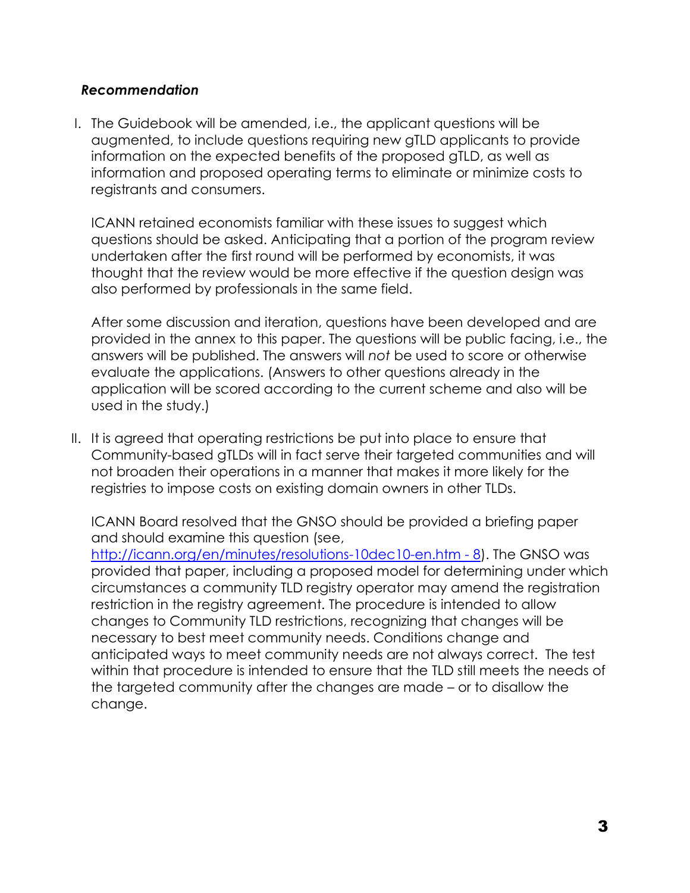***Recommendation***

I. The Guidebook will be amended, i.e., the applicant questions will be augmented, to include questions requiring new gTLD applicants to provide information on the expected benefits of the proposed gTLD, as well as information and proposed operating terms to eliminate or minimize costs to registrants and consumers.

   ICANN retained economists familiar with these issues to suggest which questions should be asked. Anticipating that a portion of the program review undertaken after the first round will be performed by economists, it was thought that the review would be more effective if the question design was also performed by professionals in the same field.

   After some discussion and iteration, questions have been developed and are provided in the annex to this paper. The questions will be public facing, i.e., the answers will be published. The answers will *not* be used to score or otherwise evaluate the applications. (Answers to other questions already in the application will be scored according to the current scheme and also will be used in the study.)

II. It is agreed that operating restrictions be put into place to ensure that Community-based gTLDs will in fact serve their targeted communities and will not broaden their operations in a manner that makes it more likely for the registries to impose costs on existing domain owners in other TLDs.

   ICANN Board resolved that the GNSO should be provided a briefing paper and should examine this question (see, [http://icann.org/en/minutes/resolutions-10dec10-en.htm - 8](http://icann.org/en/minutes/resolutions-10dec10-en.htm#8)). The GNSO was provided that paper, including a proposed model for determining under which circumstances a community TLD registry operator may amend the registration restriction in the registry agreement. The procedure is intended to allow changes to Community TLD restrictions, recognizing that changes will be necessary to best meet community needs. Conditions change and anticipated ways to meet community needs are not always correct. The test within that procedure is intended to ensure that the TLD still meets the needs of the targeted community after the changes are made – or to disallow the change.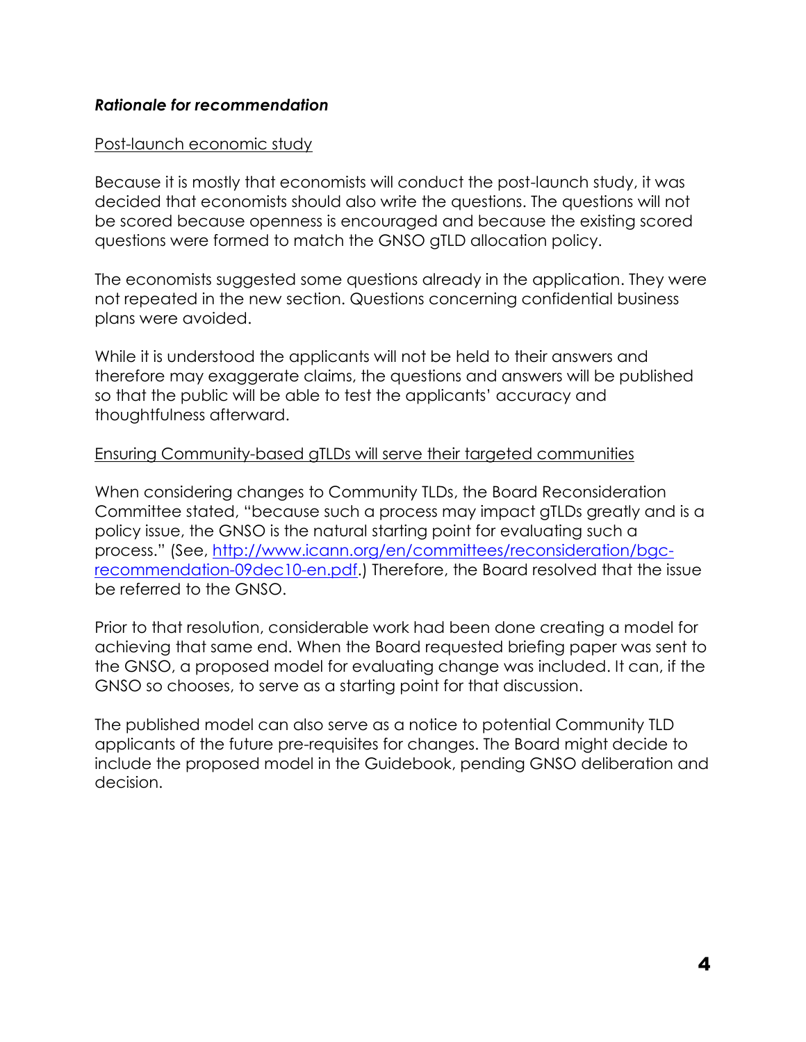***Rationale for recommendation***

Post-launch economic study

Because it is mostly that economists will conduct the post-launch study, it was decided that economists should also write the questions. The questions will not be scored because openness is encouraged and because the existing scored questions were formed to match the GNSO gTLD allocation policy.

The economists suggested some questions already in the application. They were not repeated in the new section. Questions concerning confidential business plans were avoided.

While it is understood the applicants will not be held to their answers and therefore may exaggerate claims, the questions and answers will be published so that the public will be able to test the applicants' accuracy and thoughtfulness afterward.

Ensuring Community-based gTLDs will serve their targeted communities

When considering changes to Community TLDs, the Board Reconsideration Committee stated, "because such a process may impact gTLDs greatly and is a policy issue, the GNSO is the natural starting point for evaluating such a process." (See, [http://www.icann.org/en/committees/reconsideration/bgc-recommendation-09dec10-en.pdf](http://www.icann.org/en/committees/reconsideration/bgc-recommendation-09dec10-en.pdf).) Therefore, the Board resolved that the issue be referred to the GNSO.

Prior to that resolution, considerable work had been done creating a model for achieving that same end. When the Board requested briefing paper was sent to the GNSO, a proposed model for evaluating change was included. It can, if the GNSO so chooses, to serve as a starting point for that discussion.

The published model can also serve as a notice to potential Community TLD applicants of the future pre-requisites for changes. The Board might decide to include the proposed model in the Guidebook, pending GNSO deliberation and decision.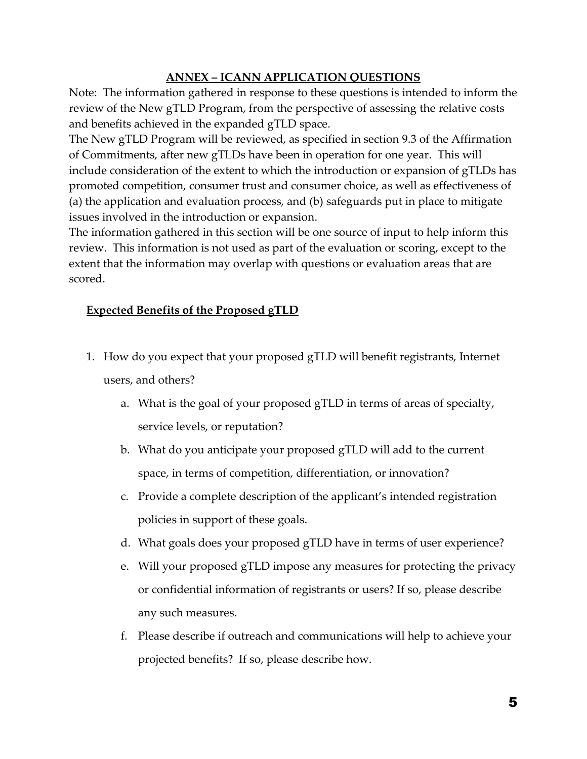## ANNEX – ICANN APPLICATION QUESTIONS

Note: The information gathered in response to these questions is intended to inform the review of the New gTLD Program, from the perspective of assessing the relative costs and benefits achieved in the expanded gTLD space.

The New gTLD Program will be reviewed, as specified in section 9.3 of the Affirmation of Commitments, after new gTLDs have been in operation for one year. This will include consideration of the extent to which the introduction or expansion of gTLDs has promoted competition, consumer trust and consumer choice, as well as effectiveness of (a) the application and evaluation process, and (b) safeguards put in place to mitigate issues involved in the introduction or expansion.

The information gathered in this section will be one source of input to help inform this review. This information is not used as part of the evaluation or scoring, except to the extent that the information may overlap with questions or evaluation areas that are scored.

### Expected Benefits of the Proposed gTLD

1. How do you expect that your proposed gTLD will benefit registrants, Internet users, and others?
   a. What is the goal of your proposed gTLD in terms of areas of specialty, service levels, or reputation?
   b. What do you anticipate your proposed gTLD will add to the current space, in terms of competition, differentiation, or innovation?
   c. Provide a complete description of the applicant's intended registration policies in support of these goals.
   d. What goals does your proposed gTLD have in terms of user experience?
   e. Will your proposed gTLD impose any measures for protecting the privacy or confidential information of registrants or users? If so, please describe any such measures.
   f. Please describe if outreach and communications will help to achieve your projected benefits? If so, please describe how.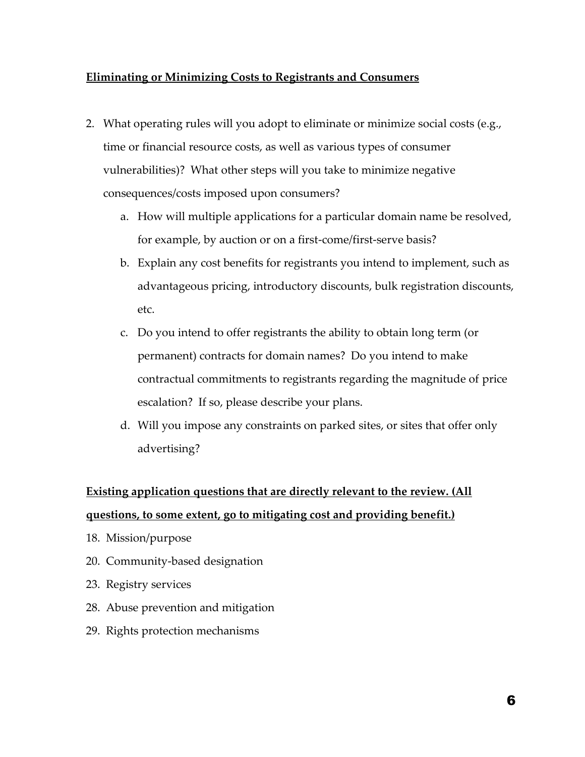**Eliminating or Minimizing Costs to Registrants and Consumers**

2. What operating rules will you adopt to eliminate or minimize social costs (e.g., time or financial resource costs, as well as various types of consumer vulnerabilities)? What other steps will you take to minimize negative consequences/costs imposed upon consumers?
    a. How will multiple applications for a particular domain name be resolved, for example, by auction or on a first-come/first-serve basis?
    b. Explain any cost benefits for registrants you intend to implement, such as advantageous pricing, introductory discounts, bulk registration discounts, etc.
    c. Do you intend to offer registrants the ability to obtain long term (or permanent) contracts for domain names? Do you intend to make contractual commitments to registrants regarding the magnitude of price escalation? If so, please describe your plans.
    d. Will you impose any constraints on parked sites, or sites that offer only advertising?

**Existing application questions that are directly relevant to the review. (All questions, to some extent, go to mitigating cost and providing benefit.)**

18. Mission/purpose
20. Community-based designation
23. Registry services
28. Abuse prevention and mitigation
29. Rights protection mechanisms